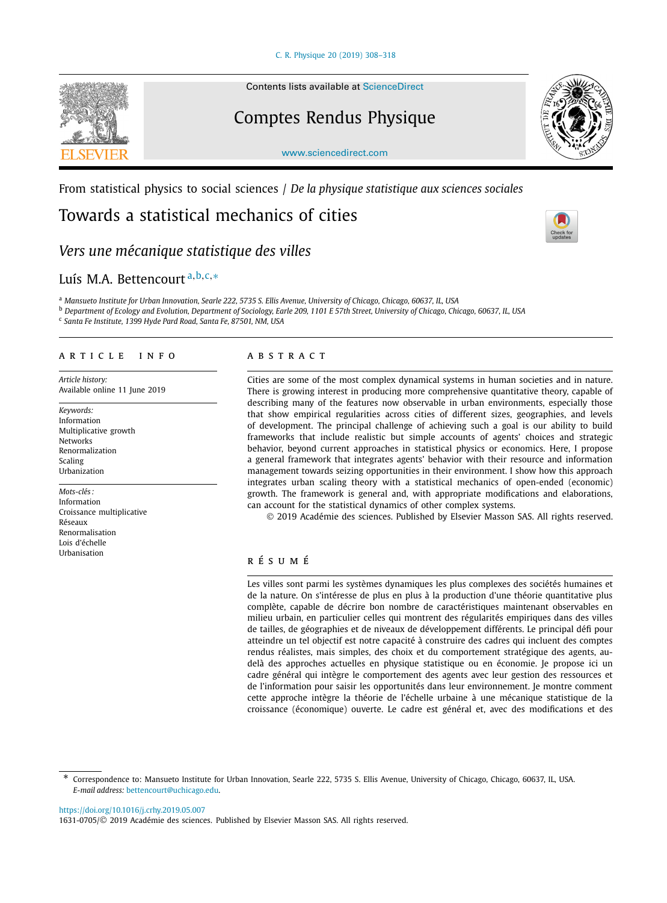From statistical physics to social sciences / *De la physique statistique aux sciences sociales*

# Towards a statistical mechanics of cities

## *Vers une mécanique statistique des villes*

Luís M.A. Bettencourt [a,b,c,*]

[a] *Mansueto Institute for Urban Innovation, Searle 222, 5735 S. Ellis Avenue, University of Chicago, Chicago, 60637, IL, USA*
[b] *Department of Ecology and Evolution, Department of Sociology, Earle 209, 1101 E 57th Street, University of Chicago, Chicago, 60637, IL, USA*
[c] *Santa Fe Institute, 1399 Hyde Pard Road, Santa Fe, 87501, NM, USA*

---

**ARTICLE INFO**

*Article history:*
Available online 11 June 2019

*Keywords:*
Information
Multiplicative growth
Networks
Renormalization
Scaling
Urbanization

*Mots-clés :*
Information
Croissance multiplicative
Réseaux
Renormalisation
Lois d'échelle
Urbanisation

**ABSTRACT**

Cities are some of the most complex dynamical systems in human societies and in nature. There is growing interest in producing more comprehensive quantitative theory, capable of describing many of the features now observable in urban environments, especially those that show empirical regularities across cities of different sizes, geographies, and levels of development. The principal challenge of achieving such a goal is our ability to build frameworks that include realistic but simple accounts of agents' choices and strategic behavior, beyond current approaches in statistical physics or economics. Here, I propose a general framework that integrates agents' behavior with their resource and information management towards seizing opportunities in their environment. I show how this approach integrates urban scaling theory with a statistical mechanics of open-ended (economic) growth. The framework is general and, with appropriate modifications and elaborations, can account for the statistical dynamics of other complex systems.

© 2019 Académie des sciences. Published by Elsevier Masson SAS. All rights reserved.

**RÉSUMÉ**

Les villes sont parmi les systèmes dynamiques les plus complexes des sociétés humaines et de la nature. On s'intéresse de plus en plus à la production d'une théorie quantitative plus complète, capable de décrire bon nombre de caractéristiques maintenant observables en milieu urbain, en particulier celles qui montrent des régularités empiriques dans des villes de tailles, de géographies et de niveaux de développement différents. Le principal défi pour atteindre un tel objectif est notre capacité à construire des cadres qui incluent des comptes rendus réalistes, mais simples, des choix et du comportement stratégique des agents, au-delà des approches actuelles en physique statistique ou en économie. Je propose ici un cadre général qui intègre le comportement des agents avec leur gestion des ressources et de l'information pour saisir les opportunités dans leur environnement. Je montre comment cette approche intègre la théorie de l'échelle urbaine à une mécanique statistique de la croissance (économique) ouverte. Le cadre est général et, avec des modifications et des

---

\* Correspondence to: Mansueto Institute for Urban Innovation, Searle 222, 5735 S. Ellis Avenue, University of Chicago, Chicago, 60637, IL, USA.
*E-mail address:* bettencourt@uchicago.edu.

https://doi.org/10.1016/j.crhy.2019.05.007
1631-0705/© 2019 Académie des sciences. Published by Elsevier Masson SAS. All rights reserved.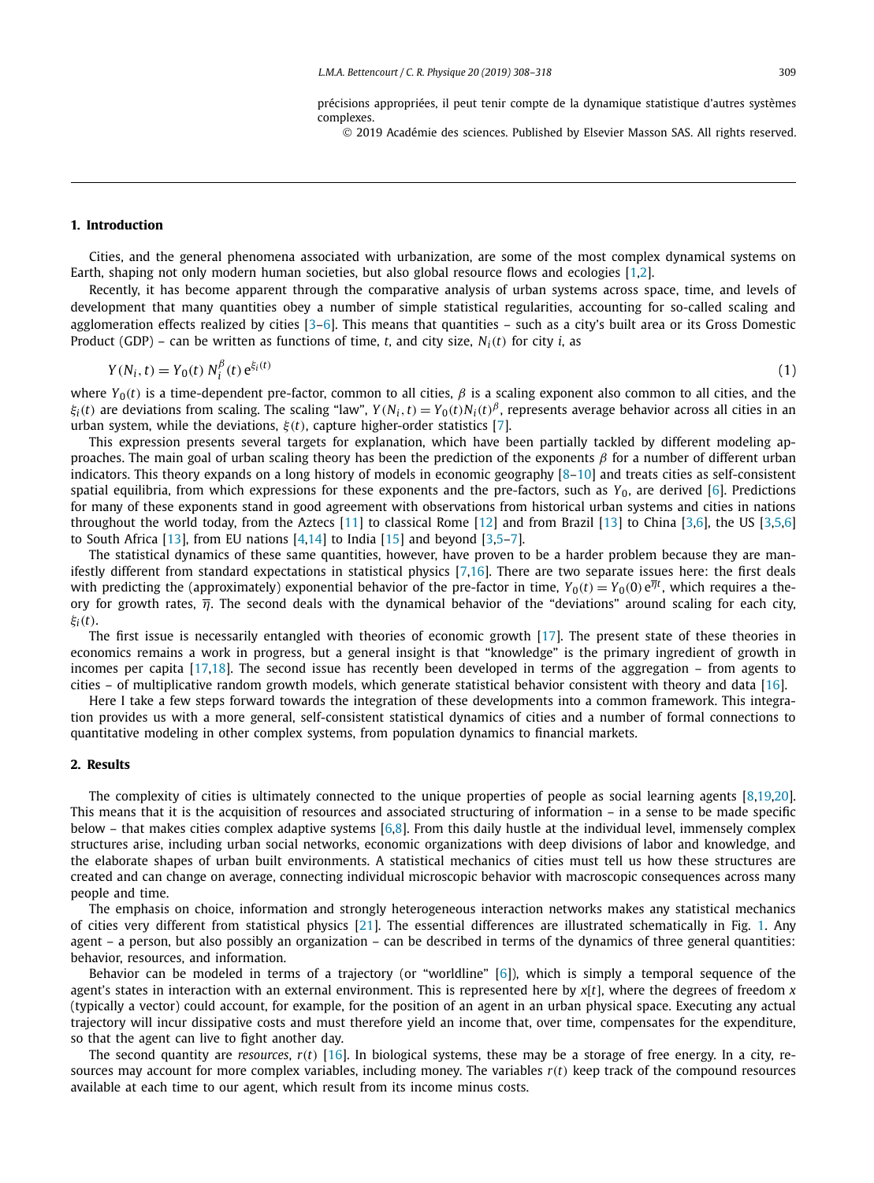précisions appropriées, il peut tenir compte de la dynamique statistique d'autres systèmes complexes.

© 2019 Académie des sciences. Published by Elsevier Masson SAS. All rights reserved.

## 1. Introduction

Cities, and the general phenomena associated with urbanization, are some of the most complex dynamical systems on Earth, shaping not only modern human societies, but also global resource flows and ecologies [1,2].

Recently, it has become apparent through the comparative analysis of urban systems across space, time, and levels of development that many quantities obey a number of simple statistical regularities, accounting for so-called scaling and agglomeration effects realized by cities [3–6]. This means that quantities – such as a city's built area or its Gross Domestic Product (GDP) – can be written as functions of time, $t$, and city size, $N_i(t)$ for city $i$, as

$$Y(N_i, t) = Y_0(t)\, N_i^{\beta}(t)\, e^{\xi_i(t)} \tag{1}$$

where $Y_0(t)$ is a time-dependent pre-factor, common to all cities, $\beta$ is a scaling exponent also common to all cities, and the $\xi_i(t)$ are deviations from scaling. The scaling "law", $Y(N_i, t) = Y_0(t)N_i(t)^{\beta}$, represents average behavior across all cities in an urban system, while the deviations, $\xi(t)$, capture higher-order statistics [7].

This expression presents several targets for explanation, which have been partially tackled by different modeling approaches. The main goal of urban scaling theory has been the prediction of the exponents $\beta$ for a number of different urban indicators. This theory expands on a long history of models in economic geography [8–10] and treats cities as self-consistent spatial equilibria, from which expressions for these exponents and the pre-factors, such as $Y_0$, are derived [6]. Predictions for many of these exponents stand in good agreement with observations from historical urban systems and cities in nations throughout the world today, from the Aztecs [11] to classical Rome [12] and from Brazil [13] to China [3,6], the US [3,5,6] to South Africa [13], from EU nations [4,14] to India [15] and beyond [3,5–7].

The statistical dynamics of these same quantities, however, have proven to be a harder problem because they are manifestly different from standard expectations in statistical physics [7,16]. There are two separate issues here: the first deals with predicting the (approximately) exponential behavior of the pre-factor in time, $Y_0(t) = Y_0(0)\, e^{\overline{\eta} t}$, which requires a theory for growth rates, $\overline{\eta}$. The second deals with the dynamical behavior of the "deviations" around scaling for each city, $\xi_i(t)$.

The first issue is necessarily entangled with theories of economic growth [17]. The present state of these theories in economics remains a work in progress, but a general insight is that "knowledge" is the primary ingredient of growth in incomes per capita [17,18]. The second issue has recently been developed in terms of the aggregation – from agents to cities – of multiplicative random growth models, which generate statistical behavior consistent with theory and data [16].

Here I take a few steps forward towards the integration of these developments into a common framework. This integration provides us with a more general, self-consistent statistical dynamics of cities and a number of formal connections to quantitative modeling in other complex systems, from population dynamics to financial markets.

## 2. Results

The complexity of cities is ultimately connected to the unique properties of people as social learning agents [8,19,20]. This means that it is the acquisition of resources and associated structuring of information – in a sense to be made specific below – that makes cities complex adaptive systems [6,8]. From this daily hustle at the individual level, immensely complex structures arise, including urban social networks, economic organizations with deep divisions of labor and knowledge, and the elaborate shapes of urban built environments. A statistical mechanics of cities must tell us how these structures are created and can change on average, connecting individual microscopic behavior with macroscopic consequences across many people and time.

The emphasis on choice, information and strongly heterogeneous interaction networks makes any statistical mechanics of cities very different from statistical physics [21]. The essential differences are illustrated schematically in Fig. 1. Any agent – a person, but also possibly an organization – can be described in terms of the dynamics of three general quantities: behavior, resources, and information.

Behavior can be modeled in terms of a trajectory (or "worldline" [6]), which is simply a temporal sequence of the agent's states in interaction with an external environment. This is represented here by $x[t]$, where the degrees of freedom $x$ (typically a vector) could account, for example, for the position of an agent in an urban physical space. Executing any actual trajectory will incur dissipative costs and must therefore yield an income that, over time, compensates for the expenditure, so that the agent can live to fight another day.

The second quantity are *resources*, $r(t)$ [16]. In biological systems, these may be a storage of free energy. In a city, resources may account for more complex variables, including money. The variables $r(t)$ keep track of the compound resources available at each time to our agent, which result from its income minus costs.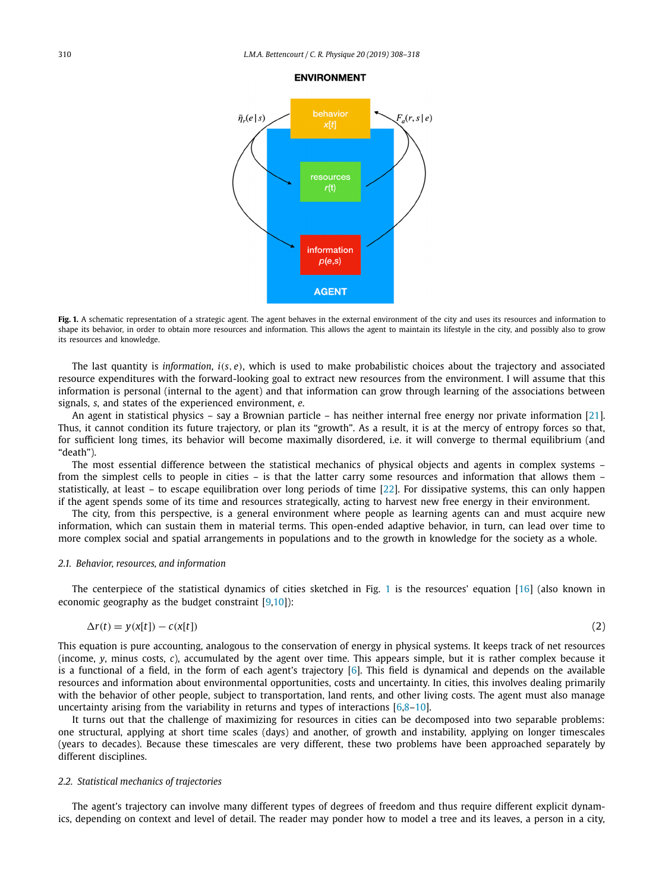**Fig. 1.** A schematic representation of a strategic agent. The agent behaves in the external environment of the city and uses its resources and information to shape its behavior, in order to obtain more resources and information. This allows the agent to maintain its lifestyle in the city, and possibly also to grow its resources and knowledge.

The last quantity is *information*, $i(s, e)$, which is used to make probabilistic choices about the trajectory and associated resource expenditures with the forward-looking goal to extract new resources from the environment. I will assume that this information is personal (internal to the agent) and that information can grow through learning of the associations between signals, $s$, and states of the experienced environment, $e$.

An agent in statistical physics – say a Brownian particle – has neither internal free energy nor private information [21]. Thus, it cannot condition its future trajectory, or plan its "growth". As a result, it is at the mercy of entropy forces so that, for sufficient long times, its behavior will become maximally disordered, i.e. it will converge to thermal equilibrium (and "death").

The most essential difference between the statistical mechanics of physical objects and agents in complex systems – from the simplest cells to people in cities – is that the latter carry some resources and information that allows them – statistically, at least – to escape equilibration over long periods of time [22]. For dissipative systems, this can only happen if the agent spends some of its time and resources strategically, acting to harvest new free energy in their environment.

The city, from this perspective, is a general environment where people as learning agents can and must acquire new information, which can sustain them in material terms. This open-ended adaptive behavior, in turn, can lead over time to more complex social and spatial arrangements in populations and to the growth in knowledge for the society as a whole.

### 2.1. Behavior, resources, and information

The centerpiece of the statistical dynamics of cities sketched in Fig. 1 is the resources' equation [16] (also known in economic geography as the budget constraint [9,10]):

$$\Delta r(t) = y(x[t]) - c(x[t]) \tag{2}$$

This equation is pure accounting, analogous to the conservation of energy in physical systems. It keeps track of net resources (income, $y$, minus costs, $c$), accumulated by the agent over time. This appears simple, but it is rather complex because it is a functional of a field, in the form of each agent's trajectory [6]. This field is dynamical and depends on the available resources and information about environmental opportunities, costs and uncertainty. In cities, this involves dealing primarily with the behavior of other people, subject to transportation, land rents, and other living costs. The agent must also manage uncertainty arising from the variability in returns and types of interactions [6,8–10].

It turns out that the challenge of maximizing for resources in cities can be decomposed into two separable problems: one structural, applying at short time scales (days) and another, of growth and instability, applying on longer timescales (years to decades). Because these timescales are very different, these two problems have been approached separately by different disciplines.

### 2.2. Statistical mechanics of trajectories

The agent's trajectory can involve many different types of degrees of freedom and thus require different explicit dynamics, depending on context and level of detail. The reader may ponder how to model a tree and its leaves, a person in a city,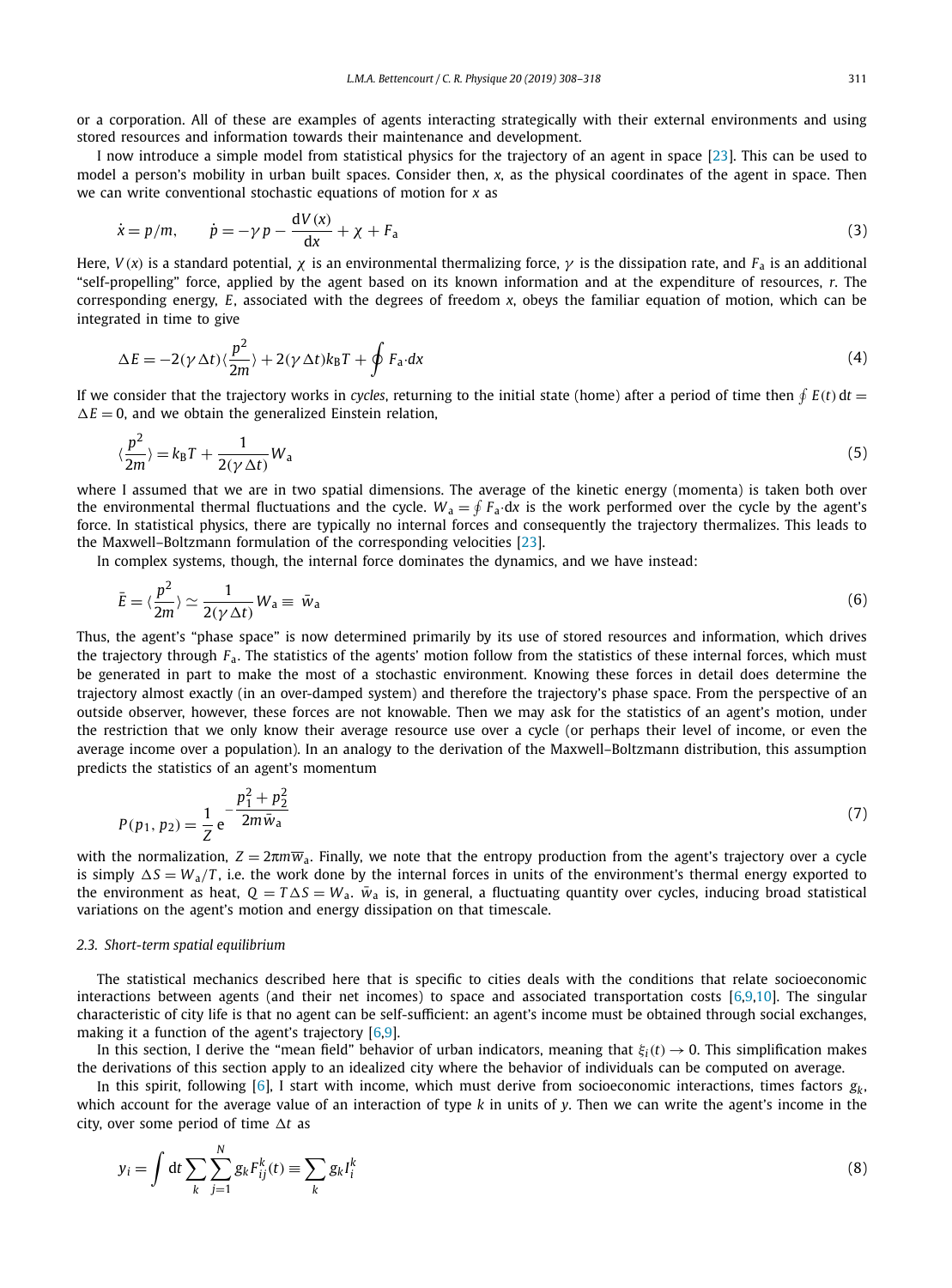or a corporation. All of these are examples of agents interacting strategically with their external environments and using stored resources and information towards their maintenance and development.

I now introduce a simple model from statistical physics for the trajectory of an agent in space [23]. This can be used to model a person's mobility in urban built spaces. Consider then, $x$, as the physical coordinates of the agent in space. Then we can write conventional stochastic equations of motion for $x$ as

$$\dot{x} = p/m, \qquad \dot{p} = -\gamma p - \frac{\mathrm{d}V(x)}{\mathrm{d}x} + \chi + F_{\mathrm{a}} \tag{3}$$

Here, $V(x)$ is a standard potential, $\chi$ is an environmental thermalizing force, $\gamma$ is the dissipation rate, and $F_{\mathrm{a}}$ is an additional "self-propelling" force, applied by the agent based on its known information and at the expenditure of resources, $r$. The corresponding energy, $E$, associated with the degrees of freedom $x$, obeys the familiar equation of motion, which can be integrated in time to give

$$\Delta E = -2(\gamma \Delta t)\langle \frac{p^2}{2m} \rangle + 2(\gamma \Delta t) k_{\mathrm{B}} T + \oint F_{\mathrm{a}} \cdot dx \tag{4}$$

If we consider that the trajectory works in *cycles*, returning to the initial state (home) after a period of time then $\oint E(t)\,\mathrm{d}t = \Delta E = 0$, and we obtain the generalized Einstein relation,

$$\langle \frac{p^2}{2m} \rangle = k_{\mathrm{B}} T + \frac{1}{2(\gamma \Delta t)} W_{\mathrm{a}} \tag{5}$$

where I assumed that we are in two spatial dimensions. The average of the kinetic energy (momenta) is taken both over the environmental thermal fluctuations and the cycle. $W_{\mathrm{a}} = \oint F_{\mathrm{a}} \cdot \mathrm{d}x$ is the work performed over the cycle by the agent's force. In statistical physics, there are typically no internal forces and consequently the trajectory thermalizes. This leads to the Maxwell–Boltzmann formulation of the corresponding velocities [23].

In complex systems, though, the internal force dominates the dynamics, and we have instead:

$$\bar{E} = \langle \frac{p^2}{2m} \rangle \simeq \frac{1}{2(\gamma \Delta t)} W_{\mathrm{a}} \equiv \bar{w}_{\mathrm{a}} \tag{6}$$

Thus, the agent's "phase space" is now determined primarily by its use of stored resources and information, which drives the trajectory through $F_{\mathrm{a}}$. The statistics of the agents' motion follow from the statistics of these internal forces, which must be generated in part to make the most of a stochastic environment. Knowing these forces in detail does determine the trajectory almost exactly (in an over-damped system) and therefore the trajectory's phase space. From the perspective of an outside observer, however, these forces are not knowable. Then we may ask for the statistics of an agent's motion, under the restriction that we only know their average resource use over a cycle (or perhaps their level of income, or even the average income over a population). In an analogy to the derivation of the Maxwell–Boltzmann distribution, this assumption predicts the statistics of an agent's momentum

$$P(p_1, p_2) = \frac{1}{Z} \mathrm{e}^{-\dfrac{p_1^2 + p_2^2}{2m\bar{w}_{\mathrm{a}}}} \tag{7}$$

with the normalization, $Z = 2\pi m \overline{w}_{\mathrm{a}}$. Finally, we note that the entropy production from the agent's trajectory over a cycle is simply $\Delta S = W_{\mathrm{a}}/T$, i.e. the work done by the internal forces in units of the environment's thermal energy exported to the environment as heat, $Q = T\Delta S = W_{\mathrm{a}}$. $\bar{w}_{\mathrm{a}}$ is, in general, a fluctuating quantity over cycles, inducing broad statistical variations on the agent's motion and energy dissipation on that timescale.

### 2.3. Short-term spatial equilibrium

The statistical mechanics described here that is specific to cities deals with the conditions that relate socioeconomic interactions between agents (and their net incomes) to space and associated transportation costs [6,9,10]. The singular characteristic of city life is that no agent can be self-sufficient: an agent's income must be obtained through social exchanges, making it a function of the agent's trajectory [6,9].

In this section, I derive the "mean field" behavior of urban indicators, meaning that $\xi_i(t) \to 0$. This simplification makes the derivations of this section apply to an idealized city where the behavior of individuals can be computed on average.

In this spirit, following [6], I start with income, which must derive from socioeconomic interactions, times factors $g_k$, which account for the average value of an interaction of type $k$ in units of $y$. Then we can write the agent's income in the city, over some period of time $\Delta t$ as

$$y_i = \int \mathrm{d}t \sum_k \sum_{j=1}^{N} g_k F_{ij}^k(t) \equiv \sum_k g_k I_i^k \tag{8}$$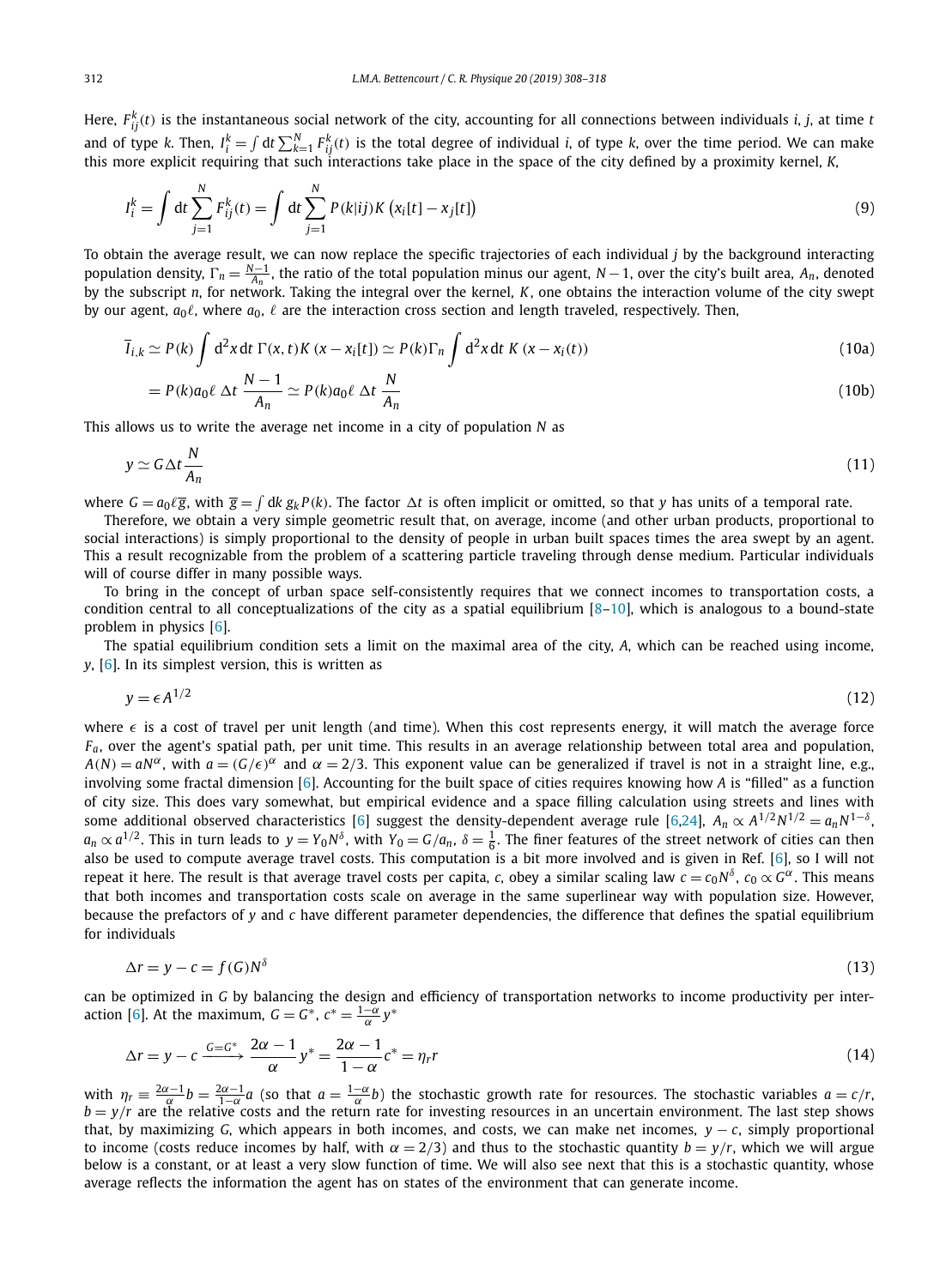Here, $F_{ij}^k(t)$ is the instantaneous social network of the city, accounting for all connections between individuals $i$, $j$, at time $t$ and of type $k$. Then, $I_i^k = \int \mathrm{d}t \sum_{k=1}^{N} F_{ij}^k(t)$ is the total degree of individual $i$, of type $k$, over the time period. We can make this more explicit requiring that such interactions take place in the space of the city defined by a proximity kernel, $K$,

$$I_i^k = \int \mathrm{d}t \sum_{j=1}^{N} F_{ij}^k(t) = \int \mathrm{d}t \sum_{j=1}^{N} P(k|ij) K\left(x_i[t] - x_j[t]\right) \tag{9}$$

To obtain the average result, we can now replace the specific trajectories of each individual $j$ by the background interacting population density, $\Gamma_n = \frac{N-1}{A_n}$, the ratio of the total population minus our agent, $N-1$, over the city's built area, $A_n$, denoted by the subscript $n$, for network. Taking the integral over the kernel, $K$, one obtains the interaction volume of the city swept by our agent, $a_0 \ell$, where $a_0$, $\ell$ are the interaction cross section and length traveled, respectively. Then,

$$\overline{I}_{i,k} \simeq P(k) \int \mathrm{d}^2x \, \mathrm{d}t \; \Gamma(x,t) K\left(x - x_i[t]\right) \simeq P(k) \Gamma_n \int \mathrm{d}^2x \, \mathrm{d}t \; K\left(x - x_i(t)\right) \tag{10a}$$

$$= P(k) a_0 \ell \; \Delta t \; \frac{N-1}{A_n} \simeq P(k) a_0 \ell \; \Delta t \; \frac{N}{A_n} \tag{10b}$$

This allows us to write the average net income in a city of population $N$ as

$$y \simeq G \Delta t \frac{N}{A_n} \tag{11}$$

where $G = a_0 \ell \overline{g}$, with $\overline{g} = \int \mathrm{d}k \, g_k P(k)$. The factor $\Delta t$ is often implicit or omitted, so that $y$ has units of a temporal rate.

Therefore, we obtain a very simple geometric result that, on average, income (and other urban products, proportional to social interactions) is simply proportional to the density of people in urban built spaces times the area swept by an agent. This a result recognizable from the problem of a scattering particle traveling through dense medium. Particular individuals will of course differ in many possible ways.

To bring in the concept of urban space self-consistently requires that we connect incomes to transportation costs, a condition central to all conceptualizations of the city as a spatial equilibrium [8–10], which is analogous to a bound-state problem in physics [6].

The spatial equilibrium condition sets a limit on the maximal area of the city, $A$, which can be reached using income, $y$, [6]. In its simplest version, this is written as

$$y = \epsilon A^{1/2} \tag{12}$$

where $\epsilon$ is a cost of travel per unit length (and time). When this cost represents energy, it will match the average force $F_a$, over the agent's spatial path, per unit time. This results in an average relationship between total area and population, $A(N) = aN^{\alpha}$, with $a = (G/\epsilon)^{\alpha}$ and $\alpha = 2/3$. This exponent value can be generalized if travel is not in a straight line, e.g., involving some fractal dimension [6]. Accounting for the built space of cities requires knowing how $A$ is "filled" as a function of city size. This does vary somewhat, but empirical evidence and a space filling calculation using streets and lines with some additional observed characteristics [6] suggest the density-dependent average rule [6,24], $A_n \propto A^{1/2} N^{1/2} = a_n N^{1-\delta}$, $a_n \propto a^{1/2}$. This in turn leads to $y = Y_0 N^{\delta}$, with $Y_0 = G/a_n$, $\delta = \frac{1}{6}$. The finer features of the street network of cities can then also be used to compute average travel costs. This computation is a bit more involved and is given in Ref. [6], so I will not repeat it here. The result is that average travel costs per capita, $c$, obey a similar scaling law $c = c_0 N^{\delta}$, $c_0 \propto G^{\alpha}$. This means that both incomes and transportation costs scale on average in the same superlinear way with population size. However, because the prefactors of $y$ and $c$ have different parameter dependencies, the difference that defines the spatial equilibrium for individuals

$$\Delta r = y - c = f(G) N^{\delta} \tag{13}$$

can be optimized in $G$ by balancing the design and efficiency of transportation networks to income productivity per interaction [6]. At the maximum, $G = G^*$, $c^* = \frac{1-\alpha}{\alpha} y^*$

$$\Delta r = y - c \xrightarrow{G=G^*} \frac{2\alpha - 1}{\alpha} y^* = \frac{2\alpha - 1}{1-\alpha} c^* = \eta_r r \tag{14}$$

with $\eta_r \equiv \frac{2\alpha-1}{\alpha} b = \frac{2\alpha-1}{1-\alpha} a$ (so that $a = \frac{1-\alpha}{\alpha} b$) the stochastic growth rate for resources. The stochastic variables $a = c/r$, $b = y/r$ are the relative costs and the return rate for investing resources in an uncertain environment. The last step shows that, by maximizing $G$, which appears in both incomes, and costs, we can make net incomes, $y - c$, simply proportional to income (costs reduce incomes by half, with $\alpha = 2/3$) and thus to the stochastic quantity $b = y/r$, which we will argue below is a constant, or at least a very slow function of time. We will also see next that this is a stochastic quantity, whose average reflects the information the agent has on states of the environment that can generate income.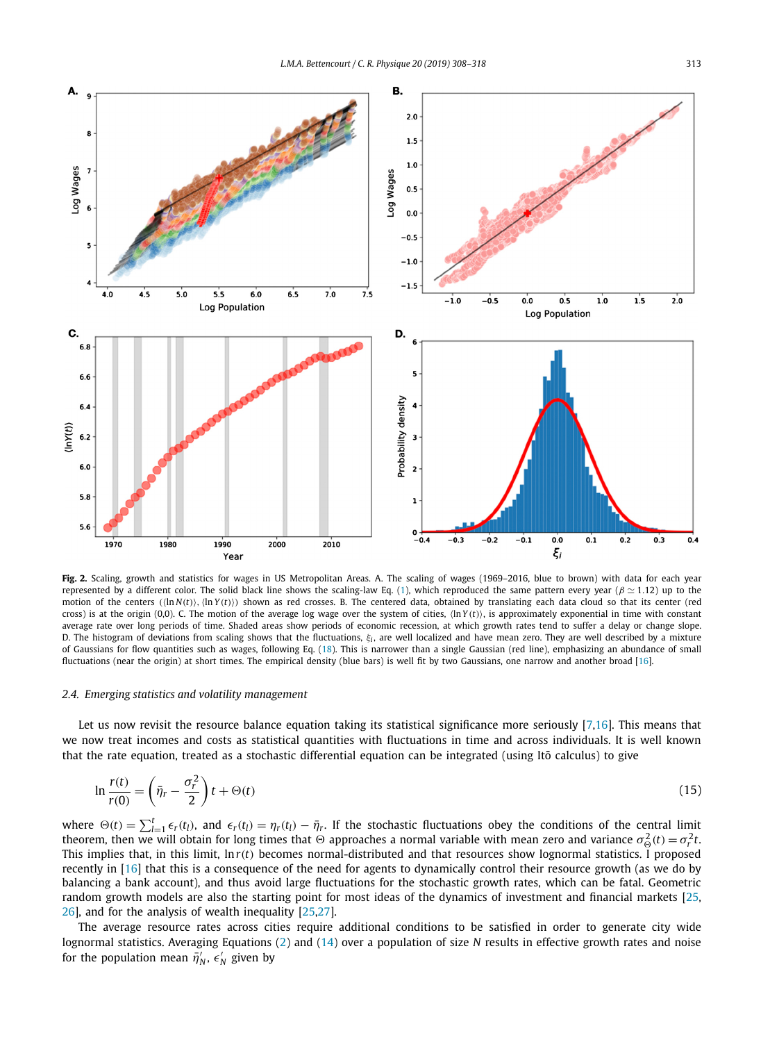**Fig. 2.** Scaling, growth and statistics for wages in US Metropolitan Areas. A. The scaling of wages (1969–2016, blue to brown) with data for each year represented by a different color. The solid black line shows the scaling-law Eq. (1), which reproduced the same pattern every year ($\beta \simeq 1.12$) up to the motion of the centers ($\langle \ln N(t) \rangle, \langle \ln Y(t) \rangle$) shown as red crosses. B. The centered data, obtained by translating each data cloud so that its center (red cross) is at the origin (0,0). C. The motion of the average log wage over the system of cities, $\langle \ln Y(t) \rangle$, is approximately exponential in time with constant average rate over long periods of time. Shaded areas show periods of economic recession, at which growth rates tend to suffer a delay or change slope. D. The histogram of deviations from scaling shows that the fluctuations, $\xi_i$, are well localized and have mean zero. They are well described by a mixture of Gaussians for flow quantities such as wages, following Eq. (18). This is narrower than a single Gaussian (red line), emphasizing an abundance of small fluctuations (near the origin) at short times. The empirical density (blue bars) is well fit by two Gaussians, one narrow and another broad [16].

### 2.4. Emerging statistics and volatility management

Let us now revisit the resource balance equation taking its statistical significance more seriously [7,16]. This means that we now treat incomes and costs as statistical quantities with fluctuations in time and across individuals. It is well known that the rate equation, treated as a stochastic differential equation can be integrated (using Itō calculus) to give

$$\ln \frac{r(t)}{r(0)} = \left( \bar{\eta}_r - \frac{\sigma_r^2}{2} \right) t + \Theta(t) \tag{15}$$

where $\Theta(t) = \sum_{l=1}^{t} \epsilon_r(t_l)$, and $\epsilon_r(t_l) = \eta_r(t_l) - \bar{\eta}_r$. If the stochastic fluctuations obey the conditions of the central limit theorem, then we will obtain for long times that $\Theta$ approaches a normal variable with mean zero and variance $\sigma_\Theta^2(t) = \sigma_r^2 t$. This implies that, in this limit, $\ln r(t)$ becomes normal-distributed and that resources show lognormal statistics. I proposed recently in [16] that this is a consequence of the need for agents to dynamically control their resource growth (as we do by balancing a bank account), and thus avoid large fluctuations for the stochastic growth rates, which can be fatal. Geometric random growth models are also the starting point for most ideas of the dynamics of investment and financial markets [25,26], and for the analysis of wealth inequality [25,27].

The average resource rates across cities require additional conditions to be satisfied in order to generate city wide lognormal statistics. Averaging Equations (2) and (14) over a population of size $N$ results in effective growth rates and noise for the population mean $\bar{\eta}'_N$, $\epsilon'_N$ given by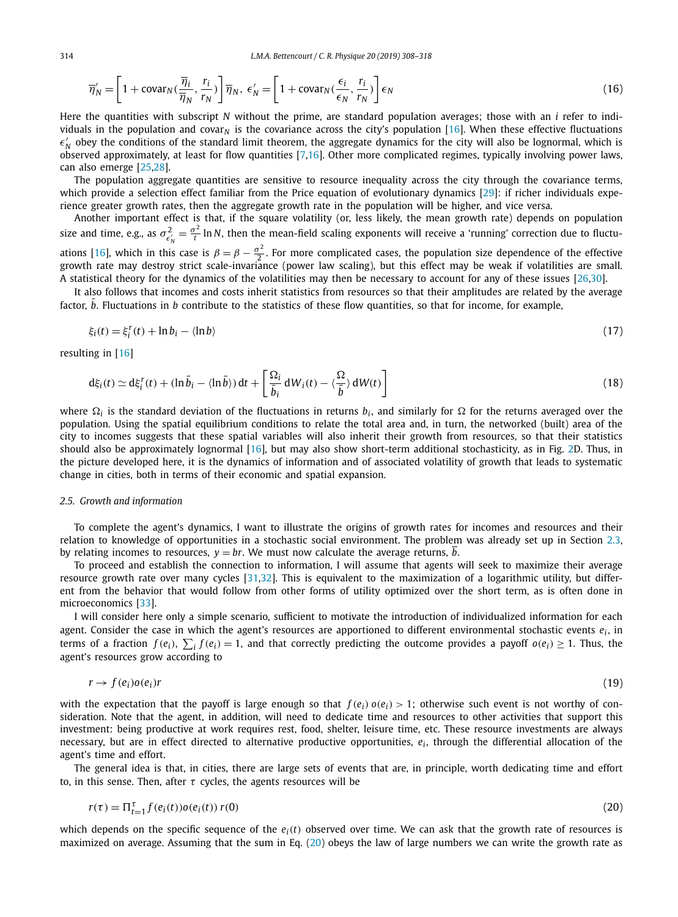$$\overline{\eta}'_N = \left[1 + \text{covar}_N(\frac{\overline{\eta}_i}{\overline{\eta}_N}, \frac{r_i}{r_N})\right]\overline{\eta}_N,\ \epsilon'_N = \left[1 + \text{covar}_N(\frac{\epsilon_i}{\epsilon_N}, \frac{r_i}{r_N})\right]\epsilon_N \tag{16}$$

Here the quantities with subscript $N$ without the prime, are standard population averages; those with an $i$ refer to individuals in the population and $\text{covar}_N$ is the covariance across the city's population [16]. When these effective fluctuations $\epsilon'_N$ obey the conditions of the standard limit theorem, the aggregate dynamics for the city will also be lognormal, which is observed approximately, at least for flow quantities [7,16]. Other more complicated regimes, typically involving power laws, can also emerge [25,28].

The population aggregate quantities are sensitive to resource inequality across the city through the covariance terms, which provide a selection effect familiar from the Price equation of evolutionary dynamics [29]: if richer individuals experience greater growth rates, then the aggregate growth rate in the population will be higher, and vice versa.

Another important effect is that, if the square volatility (or, less likely, the mean growth rate) depends on population size and time, e.g., as $\sigma^2_{\epsilon'_N} = \frac{\sigma^2}{t} \ln N$, then the mean-field scaling exponents will receive a 'running' correction due to fluctuations [16], which in this case is $\beta = \beta - \frac{\sigma^2}{2}$. For more complicated cases, the population size dependence of the effective growth rate may destroy strict scale-invariance (power law scaling), but this effect may be weak if volatilities are small. A statistical theory for the dynamics of the volatilities may then be necessary to account for any of these issues [26,30].

It also follows that incomes and costs inherit statistics from resources so that their amplitudes are related by the average factor, $\bar{b}$. Fluctuations in $b$ contribute to the statistics of these flow quantities, so that for income, for example,

$$\xi_i(t) = \xi_i^r(t) + \ln b_i - \langle \ln b \rangle \tag{17}$$

resulting in [16]

$$\mathrm{d}\xi_i(t) \simeq \mathrm{d}\xi_i^r(t) + (\ln \bar{b}_i - \langle \ln \bar{b} \rangle)\,\mathrm{d}t + \left[\frac{\Omega_i}{\bar{b}_i}\,\mathrm{d}W_i(t) - \langle \frac{\Omega}{\bar{b}} \rangle\,\mathrm{d}W(t)\right] \tag{18}$$

where $\Omega_i$ is the standard deviation of the fluctuations in returns $b_i$, and similarly for $\Omega$ for the returns averaged over the population. Using the spatial equilibrium conditions to relate the total area and, in turn, the networked (built) area of the city to incomes suggests that these spatial variables will also inherit their growth from resources, so that their statistics should also be approximately lognormal [16], but may also show short-term additional stochasticity, as in Fig. 2D. Thus, in the picture developed here, it is the dynamics of information and of associated volatility of growth that leads to systematic change in cities, both in terms of their economic and spatial expansion.

### 2.5. Growth and information

To complete the agent's dynamics, I want to illustrate the origins of growth rates for incomes and resources and their relation to knowledge of opportunities in a stochastic social environment. The problem was already set up in Section 2.3, by relating incomes to resources, $y = br$. We must now calculate the average returns, $\bar{b}$.

To proceed and establish the connection to information, I will assume that agents will seek to maximize their average resource growth rate over many cycles [31,32]. This is equivalent to the maximization of a logarithmic utility, but different from the behavior that would follow from other forms of utility optimized over the short term, as is often done in microeconomics [33].

I will consider here only a simple scenario, sufficient to motivate the introduction of individualized information for each agent. Consider the case in which the agent's resources are apportioned to different environmental stochastic events $e_i$, in terms of a fraction $f(e_i)$, $\sum_i f(e_i) = 1$, and that correctly predicting the outcome provides a payoff $o(e_i) \geq 1$. Thus, the agent's resources grow according to

$$r \to f(e_i)o(e_i)r \tag{19}$$

with the expectation that the payoff is large enough so that $f(e_i)\,o(e_i) > 1$; otherwise such event is not worthy of consideration. Note that the agent, in addition, will need to dedicate time and resources to other activities that support this investment: being productive at work requires rest, food, shelter, leisure time, etc. These resource investments are always necessary, but are in effect directed to alternative productive opportunities, $e_i$, through the differential allocation of the agent's time and effort.

The general idea is that, in cities, there are large sets of events that are, in principle, worth dedicating time and effort to, in this sense. Then, after $\tau$ cycles, the agents resources will be

$$r(\tau) = \Pi_{t=1}^{\tau} f(e_i(t))o(e_i(t))\,r(0) \tag{20}$$

which depends on the specific sequence of the $e_i(t)$ observed over time. We can ask that the growth rate of resources is maximized on average. Assuming that the sum in Eq. (20) obeys the law of large numbers we can write the growth rate as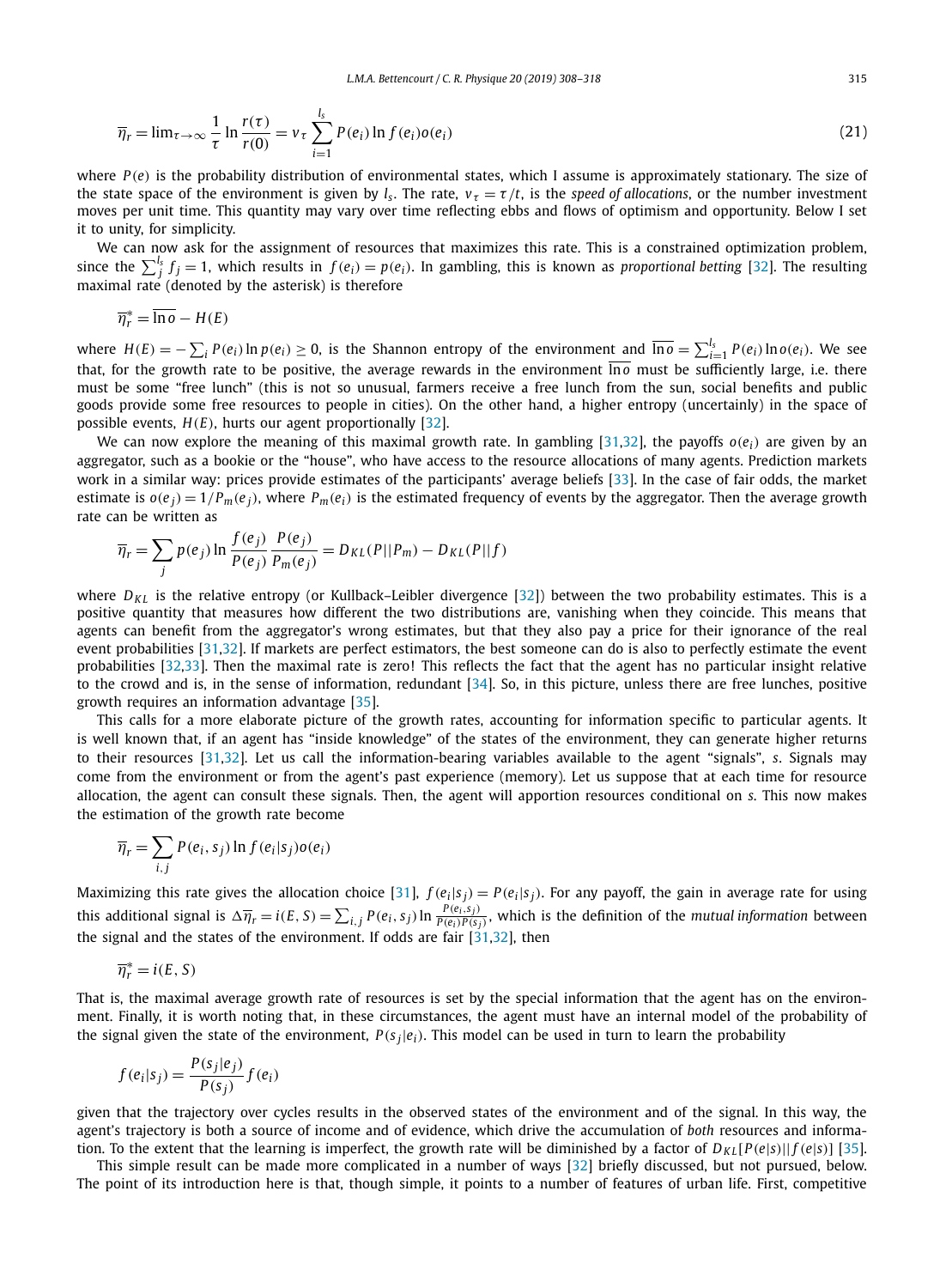$$\overline{\eta}_r = \lim_{\tau\to\infty} \frac{1}{\tau} \ln \frac{r(\tau)}{r(0)} = v_\tau \sum_{i=1}^{l_s} P(e_i) \ln f(e_i) o(e_i) \tag{21}$$

where $P(e)$ is the probability distribution of environmental states, which I assume is approximately stationary. The size of the state space of the environment is given by $l_s$. The rate, $v_\tau = \tau/t$, is the *speed of allocations*, or the number investment moves per unit time. This quantity may vary over time reflecting ebbs and flows of optimism and opportunity. Below I set it to unity, for simplicity.

We can now ask for the assignment of resources that maximizes this rate. This is a constrained optimization problem, since the $\sum_j^{l_s} f_j = 1$, which results in $f(e_i) = p(e_i)$. In gambling, this is known as *proportional betting* [32]. The resulting maximal rate (denoted by the asterisk) is therefore

$$\overline{\eta}_r^* = \overline{\ln o} - H(E)$$

where $H(E) = -\sum_i P(e_i) \ln p(e_i) \geq 0$, is the Shannon entropy of the environment and $\overline{\ln o} = \sum_{i=1}^{l_s} P(e_i) \ln o(e_i)$. We see that, for the growth rate to be positive, the average rewards in the environment $\overline{\ln o}$ must be sufficiently large, i.e. there must be some "free lunch" (this is not so unusual, farmers receive a free lunch from the sun, social benefits and public goods provide some free resources to people in cities). On the other hand, a higher entropy (uncertainly) in the space of possible events, $H(E)$, hurts our agent proportionally [32].

We can now explore the meaning of this maximal growth rate. In gambling [31,32], the payoffs $o(e_i)$ are given by an aggregator, such as a bookie or the "house", who have access to the resource allocations of many agents. Prediction markets work in a similar way: prices provide estimates of the participants' average beliefs [33]. In the case of fair odds, the market estimate is $o(e_j) = 1/P_m(e_j)$, where $P_m(e_i)$ is the estimated frequency of events by the aggregator. Then the average growth rate can be written as

$$\overline{\eta}_r = \sum_j p(e_j) \ln \frac{f(e_j)}{P(e_j)} \frac{P(e_j)}{P_m(e_j)} = D_{KL}(P||P_m) - D_{KL}(P||f)$$

where $D_{KL}$ is the relative entropy (or Kullback–Leibler divergence [32]) between the two probability estimates. This is a positive quantity that measures how different the two distributions are, vanishing when they coincide. This means that agents can benefit from the aggregator's wrong estimates, but that they also pay a price for their ignorance of the real event probabilities [31,32]. If markets are perfect estimators, the best someone can do is also to perfectly estimate the event probabilities [32,33]. Then the maximal rate is zero! This reflects the fact that the agent has no particular insight relative to the crowd and is, in the sense of information, redundant [34]. So, in this picture, unless there are free lunches, positive growth requires an information advantage [35].

This calls for a more elaborate picture of the growth rates, accounting for information specific to particular agents. It is well known that, if an agent has "inside knowledge" of the states of the environment, they can generate higher returns to their resources [31,32]. Let us call the information-bearing variables available to the agent "signals", $s$. Signals may come from the environment or from the agent's past experience (memory). Let us suppose that at each time for resource allocation, the agent can consult these signals. Then, the agent will apportion resources conditional on $s$. This now makes the estimation of the growth rate become

$$\overline{\eta}_r = \sum_{i,j} P(e_i, s_j) \ln f(e_i|s_j) o(e_i)$$

Maximizing this rate gives the allocation choice [31], $f(e_i|s_j) = P(e_i|s_j)$. For any payoff, the gain in average rate for using this additional signal is $\Delta\overline{\eta}_r = i(E, S) = \sum_{i,j} P(e_i, s_j) \ln \frac{P(e_i, s_j)}{P(e_i)P(s_j)}$, which is the definition of the *mutual information* between the signal and the states of the environment. If odds are fair [31,32], then

$$\overline{\eta}_r^* = i(E, S)$$

That is, the maximal average growth rate of resources is set by the special information that the agent has on the environment. Finally, it is worth noting that, in these circumstances, the agent must have an internal model of the probability of the signal given the state of the environment, $P(s_j|e_i)$. This model can be used in turn to learn the probability

$$f(e_i|s_j) = \frac{P(s_j|e_j)}{P(s_j)} f(e_i)$$

given that the trajectory over cycles results in the observed states of the environment and of the signal. In this way, the agent's trajectory is both a source of income and of evidence, which drive the accumulation of *both* resources and information. To the extent that the learning is imperfect, the growth rate will be diminished by a factor of $D_{KL}[P(e|s)||f(e|s)]$ [35].

This simple result can be made more complicated in a number of ways [32] briefly discussed, but not pursued, below. The point of its introduction here is that, though simple, it points to a number of features of urban life. First, competitive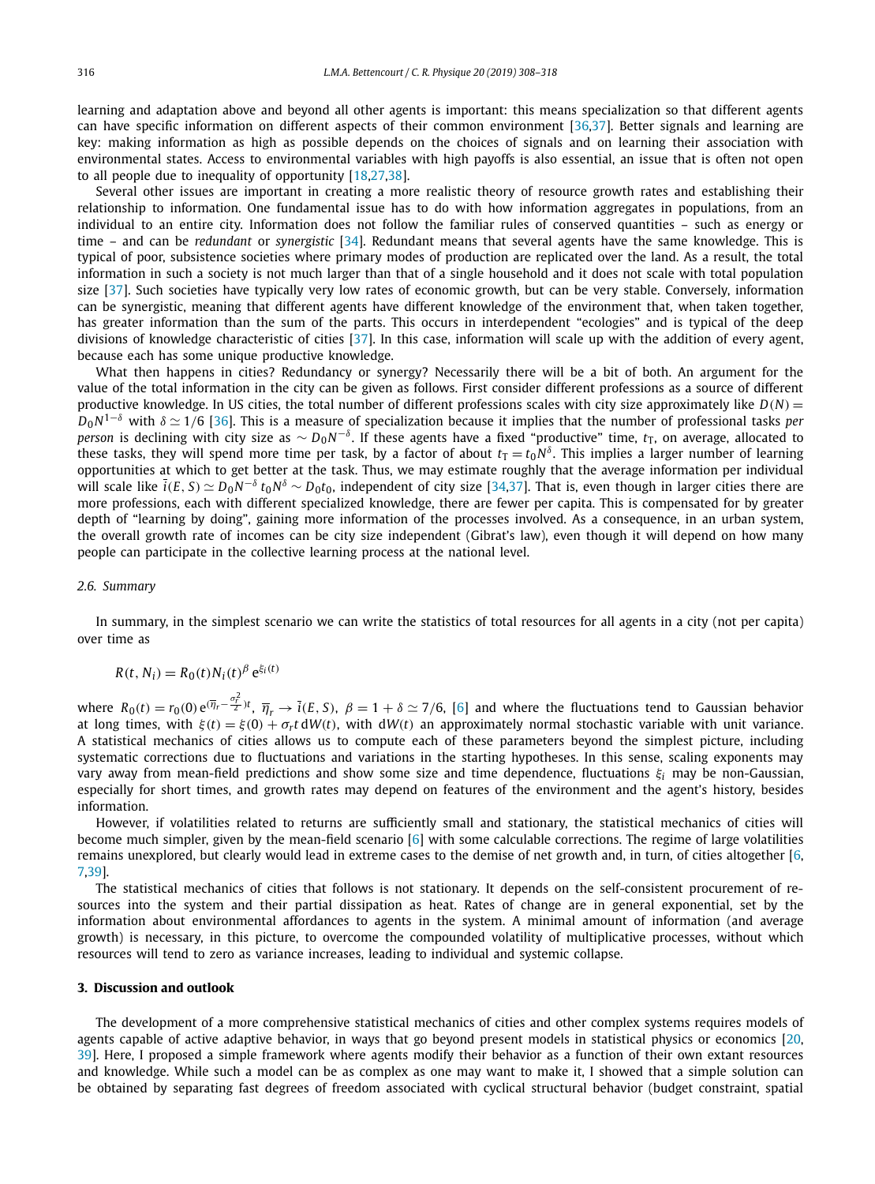learning and adaptation above and beyond all other agents is important: this means specialization so that different agents can have specific information on different aspects of their common environment [36,37]. Better signals and learning are key: making information as high as possible depends on the choices of signals and on learning their association with environmental states. Access to environmental variables with high payoffs is also essential, an issue that is often not open to all people due to inequality of opportunity [18,27,38].

Several other issues are important in creating a more realistic theory of resource growth rates and establishing their relationship to information. One fundamental issue has to do with how information aggregates in populations, from an individual to an entire city. Information does not follow the familiar rules of conserved quantities – such as energy or time – and can be *redundant* or *synergistic* [34]. Redundant means that several agents have the same knowledge. This is typical of poor, subsistence societies where primary modes of production are replicated over the land. As a result, the total information in such a society is not much larger than that of a single household and it does not scale with total population size [37]. Such societies have typically very low rates of economic growth, but can be very stable. Conversely, information can be synergistic, meaning that different agents have different knowledge of the environment that, when taken together, has greater information than the sum of the parts. This occurs in interdependent "ecologies" and is typical of the deep divisions of knowledge characteristic of cities [37]. In this case, information will scale up with the addition of every agent, because each has some unique productive knowledge.

What then happens in cities? Redundancy or synergy? Necessarily there will be a bit of both. An argument for the value of the total information in the city can be given as follows. First consider different professions as a source of different productive knowledge. In US cities, the total number of different professions scales with city size approximately like $D(N) = D_0 N^{1-\delta}$ with $\delta \simeq 1/6$ [36]. This is a measure of specialization because it implies that the number of professional tasks *per person* is declining with city size as $\sim D_0 N^{-\delta}$. If these agents have a fixed "productive" time, $t_T$, on average, allocated to these tasks, they will spend more time per task, by a factor of about $t_T = t_0 N^{\delta}$. This implies a larger number of learning opportunities at which to get better at the task. Thus, we may estimate roughly that the average information per individual will scale like $\bar{i}(E,S) \simeq D_0 N^{-\delta}\, t_0 N^{\delta} \sim D_0 t_0$, independent of city size [34,37]. That is, even though in larger cities there are more professions, each with different specialized knowledge, there are fewer per capita. This is compensated for by greater depth of "learning by doing", gaining more information of the processes involved. As a consequence, in an urban system, the overall growth rate of incomes can be city size independent (Gibrat's law), even though it will depend on how many people can participate in the collective learning process at the national level.

### 2.6. Summary

In summary, in the simplest scenario we can write the statistics of total resources for all agents in a city (not per capita) over time as

$$R(t, N_i) = R_0(t) N_i(t)^{\beta} \, e^{\xi_i(t)}$$

where $R_0(t) = r_0(0)\, e^{(\bar{\eta}_r - \frac{\sigma_r^2}{2})t}$, $\bar{\eta}_r \to \bar{i}(E,S)$, $\beta = 1 + \delta \simeq 7/6$, [6] and where the fluctuations tend to Gaussian behavior at long times, with $\xi(t) = \xi(0) + \sigma_r t\, dW(t)$, with $dW(t)$ an approximately normal stochastic variable with unit variance. A statistical mechanics of cities allows us to compute each of these parameters beyond the simplest picture, including systematic corrections due to fluctuations and variations in the starting hypotheses. In this sense, scaling exponents may vary away from mean-field predictions and show some size and time dependence, fluctuations $\xi_i$ may be non-Gaussian, especially for short times, and growth rates may depend on features of the environment and the agent's history, besides information.

However, if volatilities related to returns are sufficiently small and stationary, the statistical mechanics of cities will become much simpler, given by the mean-field scenario [6] with some calculable corrections. The regime of large volatilities remains unexplored, but clearly would lead in extreme cases to the demise of net growth and, in turn, of cities altogether [6,7,39].

The statistical mechanics of cities that follows is not stationary. It depends on the self-consistent procurement of resources into the system and their partial dissipation as heat. Rates of change are in general exponential, set by the information about environmental affordances to agents in the system. A minimal amount of information (and average growth) is necessary, in this picture, to overcome the compounded volatility of multiplicative processes, without which resources will tend to zero as variance increases, leading to individual and systemic collapse.

## 3. Discussion and outlook

The development of a more comprehensive statistical mechanics of cities and other complex systems requires models of agents capable of active adaptive behavior, in ways that go beyond present models in statistical physics or economics [20,39]. Here, I proposed a simple framework where agents modify their behavior as a function of their own extant resources and knowledge. While such a model can be as complex as one may want to make it, I showed that a simple solution can be obtained by separating fast degrees of freedom associated with cyclical structural behavior (budget constraint, spatial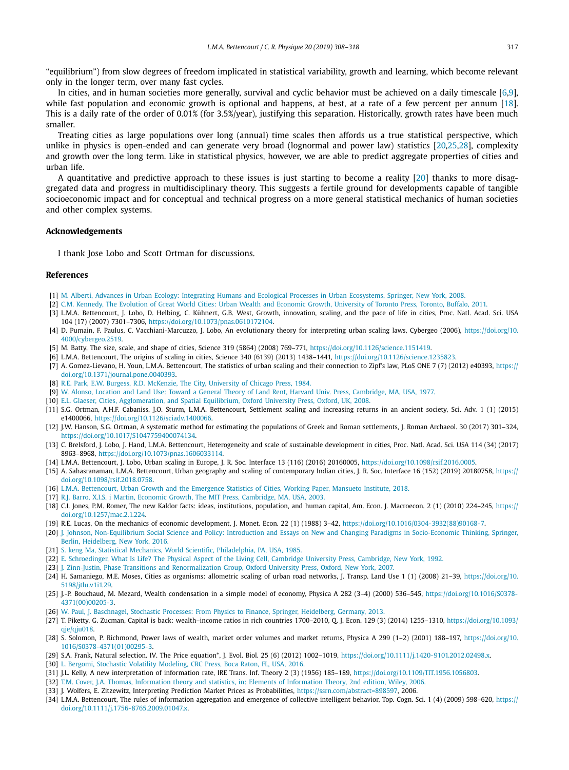"equilibrium") from slow degrees of freedom implicated in statistical variability, growth and learning, which become relevant only in the longer term, over many fast cycles.

In cities, and in human societies more generally, survival and cyclic behavior must be achieved on a daily timescale [6,9], while fast population and economic growth is optional and happens, at best, at a rate of a few percent per annum [18]. This is a daily rate of the order of 0.01% (for 3.5%/year), justifying this separation. Historically, growth rates have been much smaller.

Treating cities as large populations over long (annual) time scales then affords us a true statistical perspective, which unlike in physics is open-ended and can generate very broad (lognormal and power law) statistics [20,25,28], complexity and growth over the long term. Like in statistical physics, however, we are able to predict aggregate properties of cities and urban life.

A quantitative and predictive approach to these issues is just starting to become a reality [20] thanks to more disaggregated data and progress in multidisciplinary theory. This suggests a fertile ground for developments capable of tangible socioeconomic impact and for conceptual and technical progress on a more general statistical mechanics of human societies and other complex systems.

## Acknowledgements

I thank Jose Lobo and Scott Ortman for discussions.

## References

[1] M. Alberti, Advances in Urban Ecology: Integrating Humans and Ecological Processes in Urban Ecosystems, Springer, New York, 2008.
[2] C.M. Kennedy, The Evolution of Great World Cities: Urban Wealth and Economic Growth, University of Toronto Press, Toronto, Buffalo, 2011.
[3] L.M.A. Bettencourt, J. Lobo, D. Helbing, C. Kühnert, G.B. West, Growth, innovation, scaling, and the pace of life in cities, Proc. Natl. Acad. Sci. USA 104 (17) (2007) 7301–7306, https://doi.org/10.1073/pnas.0610172104.
[4] D. Pumain, F. Paulus, C. Vacchiani-Marcuzzo, J. Lobo, An evolutionary theory for interpreting urban scaling laws, Cybergeo (2006), https://doi.org/10.4000/cybergeo.2519.
[5] M. Batty, The size, scale, and shape of cities, Science 319 (5864) (2008) 769–771, https://doi.org/10.1126/science.1151419.
[6] L.M.A. Bettencourt, The origins of scaling in cities, Science 340 (6139) (2013) 1438–1441, https://doi.org/10.1126/science.1235823.
[7] A. Gomez-Lievano, H. Youn, L.M.A. Bettencourt, The statistics of urban scaling and their connection to Zipf's law, PLoS ONE 7 (7) (2012) e40393, https://doi.org/10.1371/journal.pone.0040393.
[8] R.E. Park, E.W. Burgess, R.D. McKenzie, The City, University of Chicago Press, 1984.
[9] W. Alonso, Location and Land Use: Toward a General Theory of Land Rent, Harvard Univ. Press, Cambridge, MA, USA, 1977.
[10] E.L. Glaeser, Cities, Agglomeration, and Spatial Equilibrium, Oxford University Press, Oxford, UK, 2008.
[11] S.G. Ortman, A.H.F. Cabaniss, J.O. Sturm, L.M.A. Bettencourt, Settlement scaling and increasing returns in an ancient society, Sci. Adv. 1 (1) (2015) e1400066, https://doi.org/10.1126/sciadv.1400066.
[12] J.W. Hanson, S.G. Ortman, A systematic method for estimating the populations of Greek and Roman settlements, J. Roman Archaeol. 30 (2017) 301–324, https://doi.org/10.1017/S1047759400074134.
[13] C. Brelsford, J. Lobo, J. Hand, L.M.A. Bettencourt, Heterogeneity and scale of sustainable development in cities, Proc. Natl. Acad. Sci. USA 114 (34) (2017) 8963–8968, https://doi.org/10.1073/pnas.1606033114.
[14] L.M.A. Bettencourt, J. Lobo, Urban scaling in Europe, J. R. Soc. Interface 13 (116) (2016) 20160005, https://doi.org/10.1098/rsif.2016.0005.
[15] A. Sahasranaman, L.M.A. Bettencourt, Urban geography and scaling of contemporary Indian cities, J. R. Soc. Interface 16 (152) (2019) 20180758, https://doi.org/10.1098/rsif.2018.0758.
[16] L.M.A. Bettencourt, Urban Growth and the Emergence Statistics of Cities, Working Paper, Mansueto Institute, 2018.
[17] R.J. Barro, X.I.S. i Martin, Economic Growth, The MIT Press, Cambridge, MA, USA, 2003.
[18] C.I. Jones, P.M. Romer, The new Kaldor facts: ideas, institutions, population, and human capital, Am. Econ. J. Macroecon. 2 (1) (2010) 224–245, https://doi.org/10.1257/mac.2.1.224.
[19] R.E. Lucas, On the mechanics of economic development, J. Monet. Econ. 22 (1) (1988) 3–42, https://doi.org/10.1016/0304-3932(88)90168-7.
[20] J. Johnson, Non-Equilibrium Social Science and Policy: Introduction and Essays on New and Changing Paradigms in Socio-Economic Thinking, Springer, Berlin, Heidelberg, New York, 2016.
[21] S. keng Ma, Statistical Mechanics, World Scientific, Philadelphia, PA, USA, 1985.
[22] E. Schroedinger, What Is Life? The Physical Aspect of the Living Cell, Cambridge University Press, Cambridge, New York, 1992.
[23] J. Zinn-Justin, Phase Transitions and Renormalization Group, Oxford University Press, Oxford, New York, 2007.
[24] H. Samaniego, M.E. Moses, Cities as organisms: allometric scaling of urban road networks, J. Transp. Land Use 1 (1) (2008) 21–39, https://doi.org/10.5198/jtlu.v1i1.29.
[25] J.-P. Bouchaud, M. Mezard, Wealth condensation in a simple model of economy, Physica A 282 (3–4) (2000) 536–545, https://doi.org/10.1016/S0378-4371(00)00205-3.
[26] W. Paul, J. Baschnagel, Stochastic Processes: From Physics to Finance, Springer, Heidelberg, Germany, 2013.
[27] T. Piketty, G. Zucman, Capital is back: wealth–income ratios in rich countries 1700–2010, Q. J. Econ. 129 (3) (2014) 1255–1310, https://doi.org/10.1093/qje/qju018.
[28] S. Solomon, P. Richmond, Power laws of wealth, market order volumes and market returns, Physica A 299 (1–2) (2001) 188–197, https://doi.org/10.1016/S0378-4371(01)00295-3.
[29] S.A. Frank, Natural selection. IV. The Price equation*, J. Evol. Biol. 25 (6) (2012) 1002–1019, https://doi.org/10.1111/j.1420-9101.2012.02498.x.
[30] L. Bergomi, Stochastic Volatility Modeling, CRC Press, Boca Raton, FL, USA, 2016.
[31] J.L. Kelly, A new interpretation of information rate, IRE Trans. Inf. Theory 2 (3) (1956) 185–189, https://doi.org/10.1109/TIT.1956.1056803.
[32] T.M. Cover, J.A. Thomas, Information theory and statistics, in: Elements of Information Theory, 2nd edition, Wiley, 2006.
[33] J. Wolfers, E. Zitzewitz, Interpreting Prediction Market Prices as Probabilities, https://ssrn.com/abstract=898597, 2006.
[34] L.M.A. Bettencourt, The rules of information aggregation and emergence of collective intelligent behavior, Top. Cogn. Sci. 1 (4) (2009) 598–620, https://doi.org/10.1111/j.1756-8765.2009.01047.x.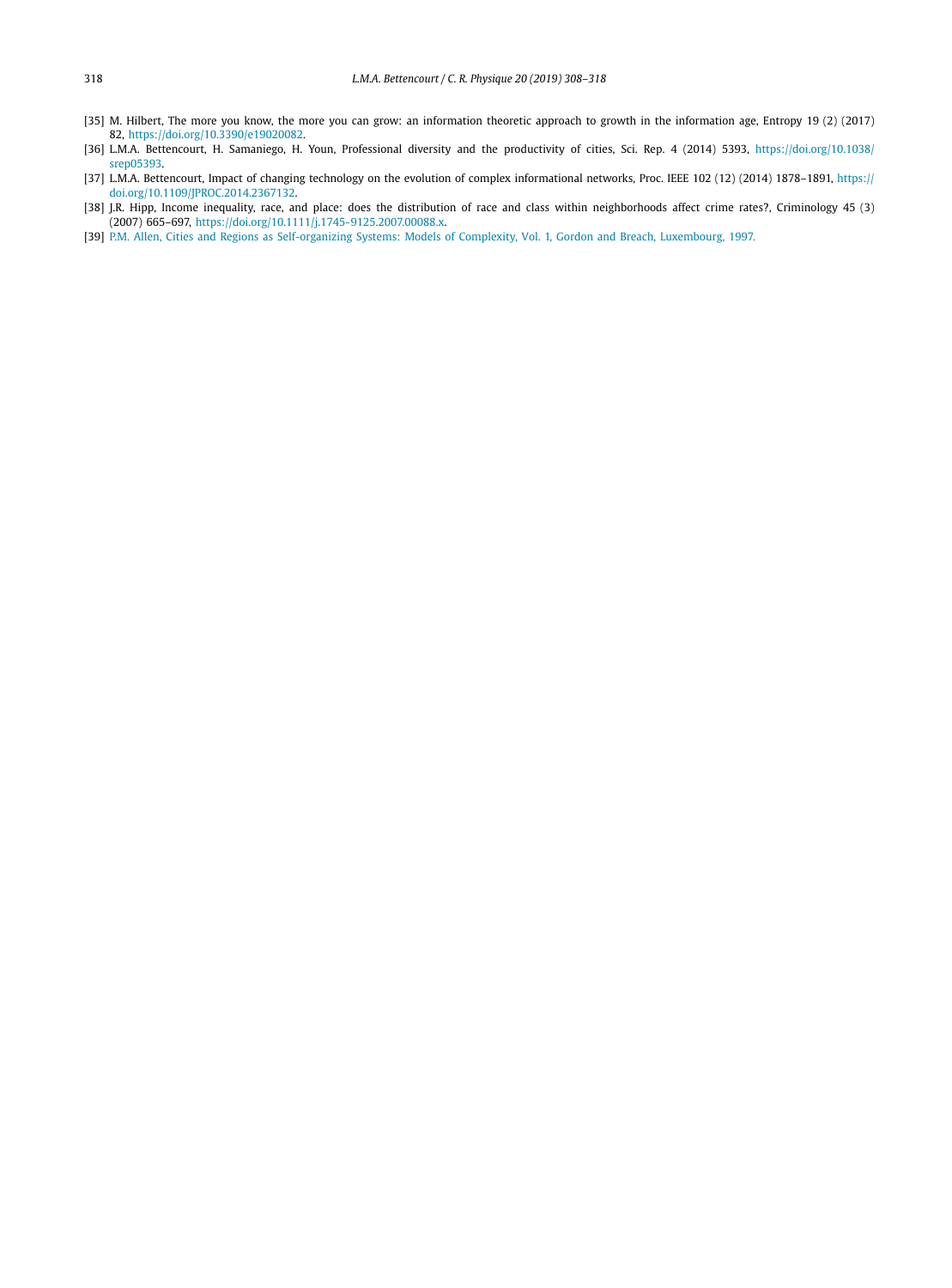[35] M. Hilbert, The more you know, the more you can grow: an information theoretic approach to growth in the information age, Entropy 19 (2) (2017) 82, https://doi.org/10.3390/e19020082.

[36] L.M.A. Bettencourt, H. Samaniego, H. Youn, Professional diversity and the productivity of cities, Sci. Rep. 4 (2014) 5393, https://doi.org/10.1038/srep05393.

[37] L.M.A. Bettencourt, Impact of changing technology on the evolution of complex informational networks, Proc. IEEE 102 (12) (2014) 1878–1891, https://doi.org/10.1109/JPROC.2014.2367132.

[38] J.R. Hipp, Income inequality, race, and place: does the distribution of race and class within neighborhoods affect crime rates?, Criminology 45 (3) (2007) 665–697, https://doi.org/10.1111/j.1745-9125.2007.00088.x.

[39] P.M. Allen, Cities and Regions as Self-organizing Systems: Models of Complexity, Vol. 1, Gordon and Breach, Luxembourg, 1997.